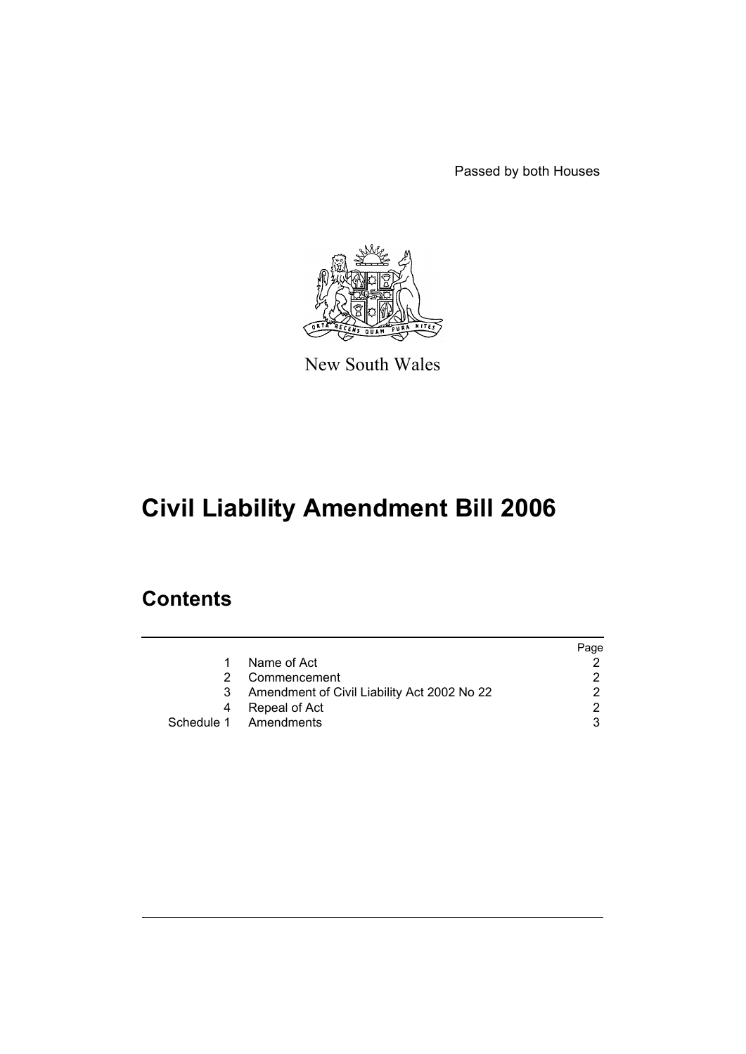Passed by both Houses

New South Wales

# Civil Liability Amendment Bill 2006

## Contents

| | | Page |
|---|---|---|
| 1 | Name of Act | 2 |
| 2 | Commencement | 2 |
| 3 | Amendment of Civil Liability Act 2002 No 22 | 2 |
| 4 | Repeal of Act | 2 |
| Schedule 1 | Amendments | 3 |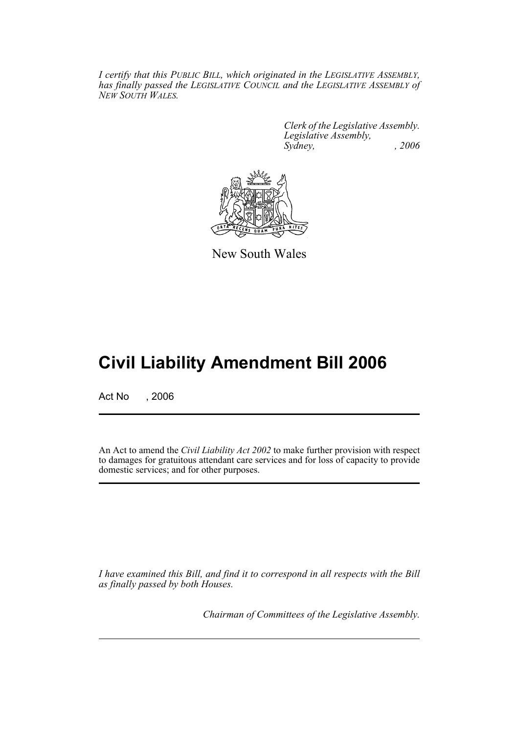*I certify that this PUBLIC BILL, which originated in the LEGISLATIVE ASSEMBLY, has finally passed the LEGISLATIVE COUNCIL and the LEGISLATIVE ASSEMBLY of NEW SOUTH WALES.*

*Clerk of the Legislative Assembly.*
*Legislative Assembly,*
*Sydney, , 2006*

New South Wales

# Civil Liability Amendment Bill 2006

Act No , 2006

An Act to amend the *Civil Liability Act 2002* to make further provision with respect to damages for gratuitous attendant care services and for loss of capacity to provide domestic services; and for other purposes.

*I have examined this Bill, and find it to correspond in all respects with the Bill as finally passed by both Houses.*

*Chairman of Committees of the Legislative Assembly.*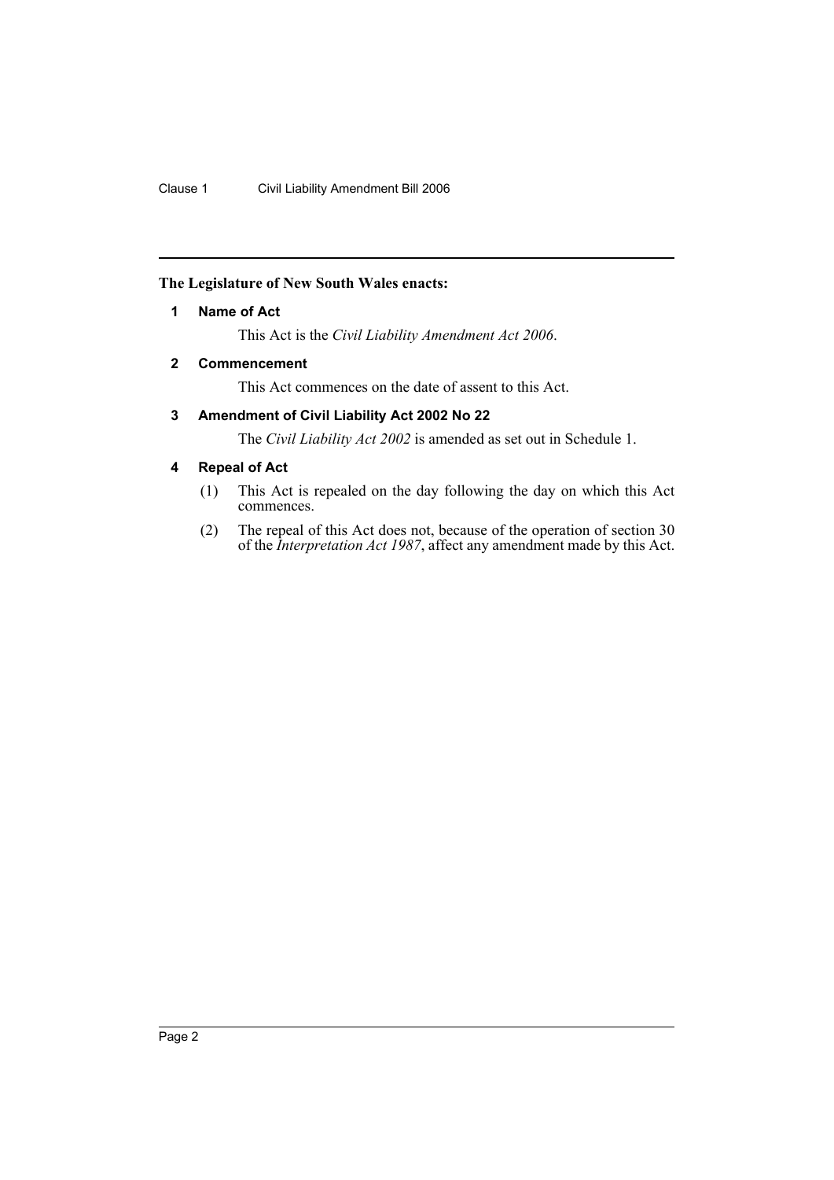**The Legislature of New South Wales enacts:**

### 1 Name of Act

This Act is the *Civil Liability Amendment Act 2006*.

### 2 Commencement

This Act commences on the date of assent to this Act.

### 3 Amendment of Civil Liability Act 2002 No 22

The *Civil Liability Act 2002* is amended as set out in Schedule 1.

### 4 Repeal of Act

(1) This Act is repealed on the day following the day on which this Act commences.

(2) The repeal of this Act does not, because of the operation of section 30 of the *Interpretation Act 1987*, affect any amendment made by this Act.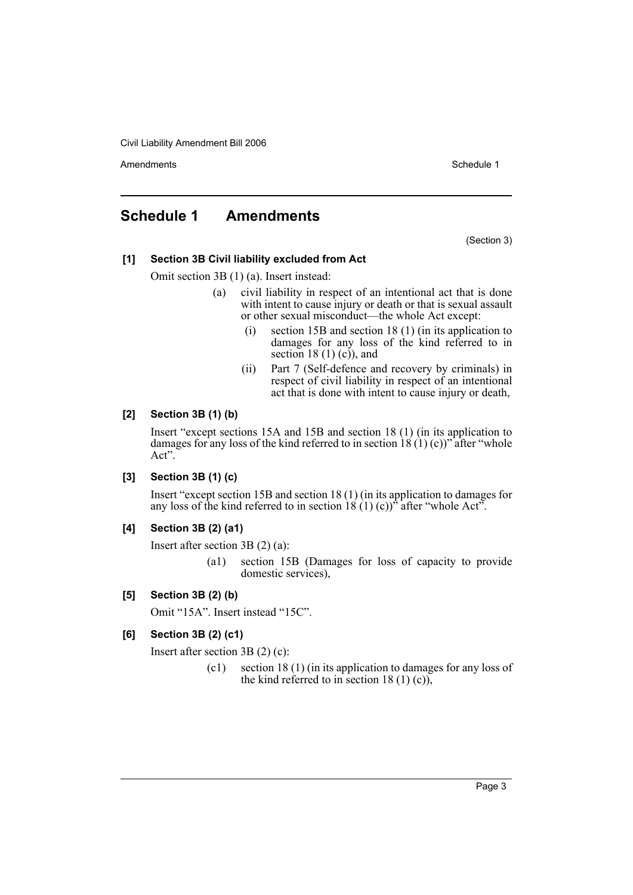# Schedule 1 Amendments

(Section 3)

**[1] Section 3B Civil liability excluded from Act**

Omit section 3B (1) (a). Insert instead:

> (a) civil liability in respect of an intentional act that is done with intent to cause injury or death or that is sexual assault or other sexual misconduct—the whole Act except:
>
> > (i) section 15B and section 18 (1) (in its application to damages for any loss of the kind referred to in section 18 (1) (c)), and
> >
> > (ii) Part 7 (Self-defence and recovery by criminals) in respect of civil liability in respect of an intentional act that is done with intent to cause injury or death,

**[2] Section 3B (1) (b)**

Insert "except sections 15A and 15B and section 18 (1) (in its application to damages for any loss of the kind referred to in section 18 (1) (c))" after "whole Act".

**[3] Section 3B (1) (c)**

Insert "except section 15B and section 18 (1) (in its application to damages for any loss of the kind referred to in section 18 (1) (c))" after "whole Act".

**[4] Section 3B (2) (a1)**

Insert after section 3B (2) (a):

> (a1) section 15B (Damages for loss of capacity to provide domestic services),

**[5] Section 3B (2) (b)**

Omit "15A". Insert instead "15C".

**[6] Section 3B (2) (c1)**

Insert after section 3B (2) (c):

> (c1) section 18 (1) (in its application to damages for any loss of the kind referred to in section 18 (1) (c)),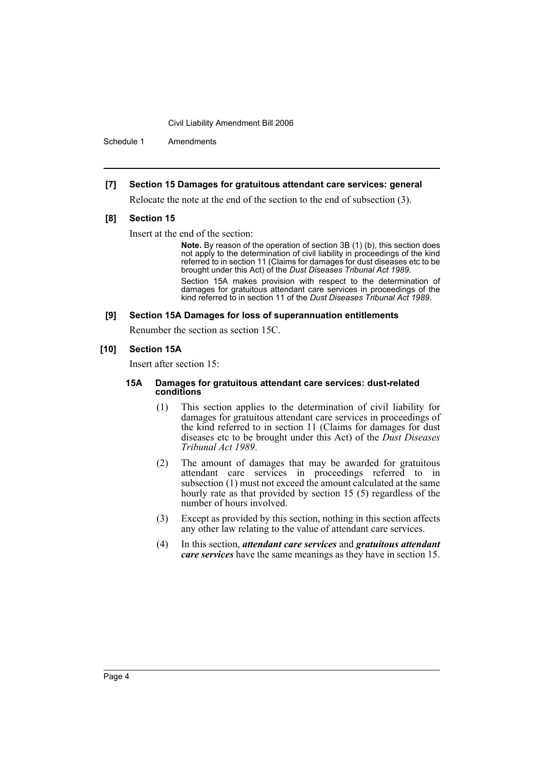**[7] Section 15 Damages for gratuitous attendant care services: general**

Relocate the note at the end of the section to the end of subsection (3).

**[8] Section 15**

Insert at the end of the section:

> **Note.** By reason of the operation of section 3B (1) (b), this section does not apply to the determination of civil liability in proceedings of the kind referred to in section 11 (Claims for damages for dust diseases etc to be brought under this Act) of the *Dust Diseases Tribunal Act 1989*.
>
> Section 15A makes provision with respect to the determination of damages for gratuitous attendant care services in proceedings of the kind referred to in section 11 of the *Dust Diseases Tribunal Act 1989*.

**[9] Section 15A Damages for loss of superannuation entitlements**

Renumber the section as section 15C.

**[10] Section 15A**

Insert after section 15:

**15A Damages for gratuitous attendant care services: dust-related conditions**

(1) This section applies to the determination of civil liability for damages for gratuitous attendant care services in proceedings of the kind referred to in section 11 (Claims for damages for dust diseases etc to be brought under this Act) of the *Dust Diseases Tribunal Act 1989*.

(2) The amount of damages that may be awarded for gratuitous attendant care services in proceedings referred to in subsection (1) must not exceed the amount calculated at the same hourly rate as that provided by section 15 (5) regardless of the number of hours involved.

(3) Except as provided by this section, nothing in this section affects any other law relating to the value of attendant care services.

(4) In this section, ***attendant care services*** and ***gratuitous attendant care services*** have the same meanings as they have in section 15.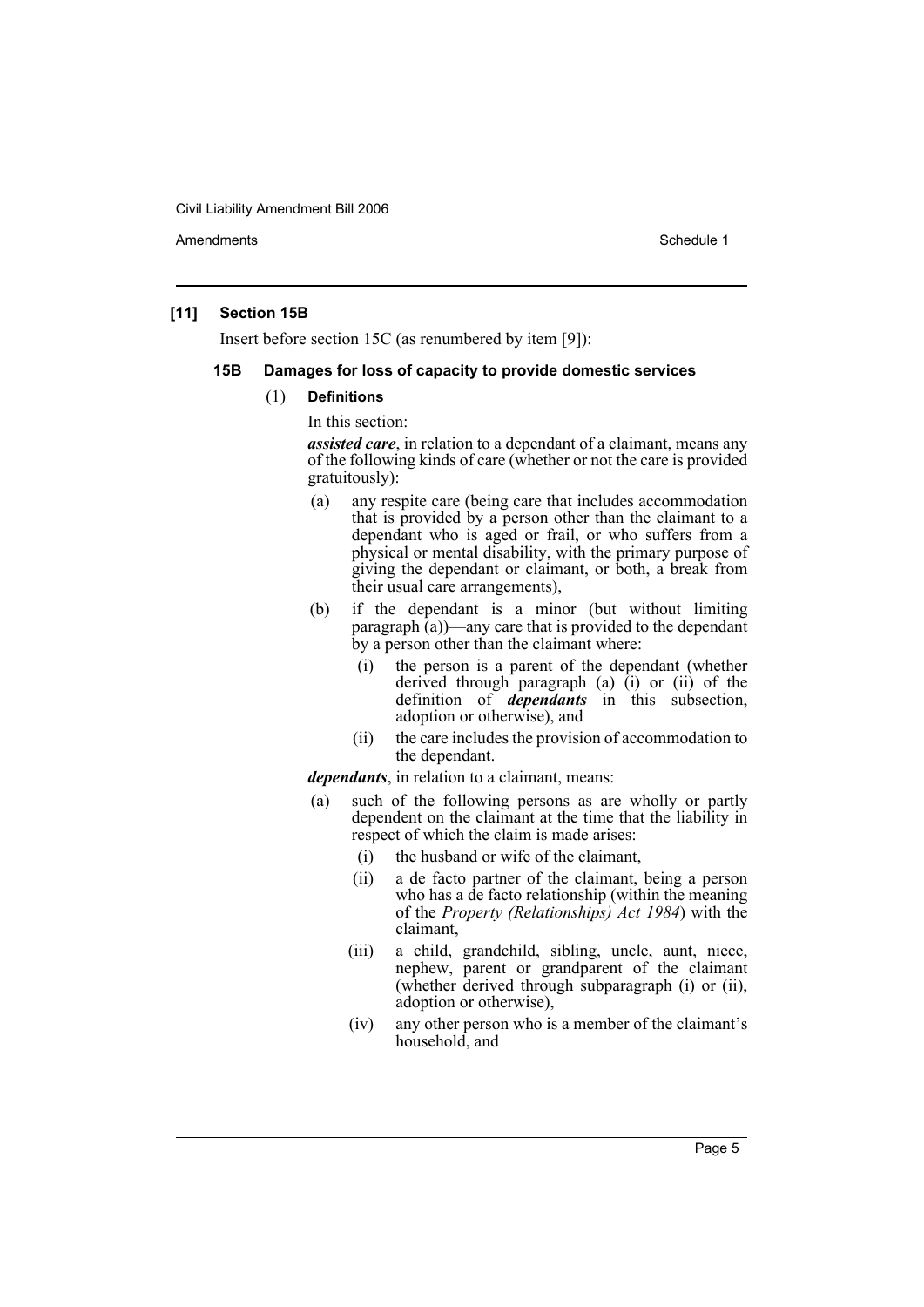## [11] Section 15B

Insert before section 15C (as renumbered by item [9]):

### 15B Damages for loss of capacity to provide domestic services

(1) **Definitions**

In this section:

***assisted care***, in relation to a dependant of a claimant, means any of the following kinds of care (whether or not the care is provided gratuitously):

(a) any respite care (being care that includes accommodation that is provided by a person other than the claimant to a dependant who is aged or frail, or who suffers from a physical or mental disability, with the primary purpose of giving the dependant or claimant, or both, a break from their usual care arrangements),

(b) if the dependant is a minor (but without limiting paragraph (a))—any care that is provided to the dependant by a person other than the claimant where:

(i) the person is a parent of the dependant (whether derived through paragraph (a) (i) or (ii) of the definition of ***dependants*** in this subsection, adoption or otherwise), and

(ii) the care includes the provision of accommodation to the dependant.

***dependants***, in relation to a claimant, means:

(a) such of the following persons as are wholly or partly dependent on the claimant at the time that the liability in respect of which the claim is made arises:

(i) the husband or wife of the claimant,

(ii) a de facto partner of the claimant, being a person who has a de facto relationship (within the meaning of the *Property (Relationships) Act 1984*) with the claimant,

(iii) a child, grandchild, sibling, uncle, aunt, niece, nephew, parent or grandparent of the claimant (whether derived through subparagraph (i) or (ii), adoption or otherwise),

(iv) any other person who is a member of the claimant's household, and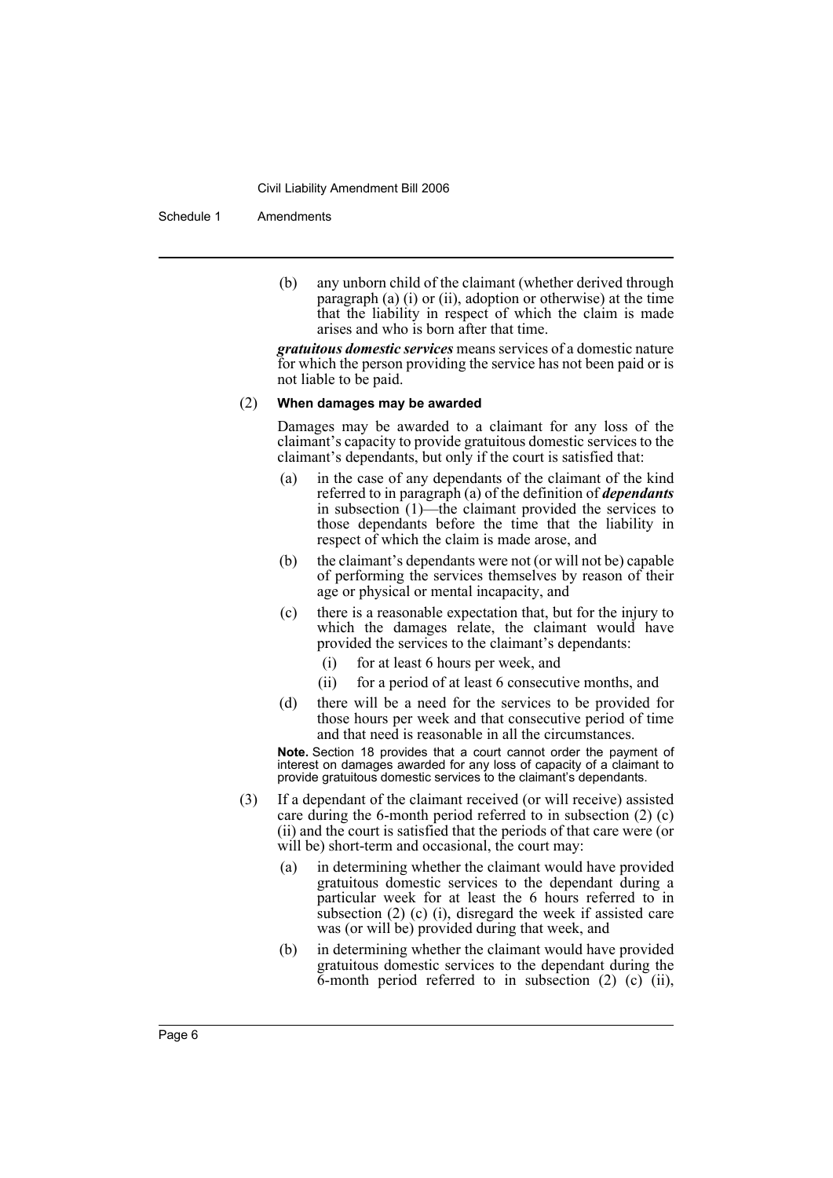(b) any unborn child of the claimant (whether derived through paragraph (a) (i) or (ii), adoption or otherwise) at the time that the liability in respect of which the claim is made arises and who is born after that time.

***gratuitous domestic services*** means services of a domestic nature for which the person providing the service has not been paid or is not liable to be paid.

(2) **When damages may be awarded**

Damages may be awarded to a claimant for any loss of the claimant's capacity to provide gratuitous domestic services to the claimant's dependants, but only if the court is satisfied that:

(a) in the case of any dependants of the claimant of the kind referred to in paragraph (a) of the definition of ***dependants*** in subsection (1)—the claimant provided the services to those dependants before the time that the liability in respect of which the claim is made arose, and

(b) the claimant's dependants were not (or will not be) capable of performing the services themselves by reason of their age or physical or mental incapacity, and

(c) there is a reasonable expectation that, but for the injury to which the damages relate, the claimant would have provided the services to the claimant's dependants:

(i) for at least 6 hours per week, and

(ii) for a period of at least 6 consecutive months, and

(d) there will be a need for the services to be provided for those hours per week and that consecutive period of time and that need is reasonable in all the circumstances.

**Note.** Section 18 provides that a court cannot order the payment of interest on damages awarded for any loss of capacity of a claimant to provide gratuitous domestic services to the claimant's dependants.

(3) If a dependant of the claimant received (or will receive) assisted care during the 6-month period referred to in subsection (2) (c) (ii) and the court is satisfied that the periods of that care were (or will be) short-term and occasional, the court may:

(a) in determining whether the claimant would have provided gratuitous domestic services to the dependant during a particular week for at least the 6 hours referred to in subsection (2) (c) (i), disregard the week if assisted care was (or will be) provided during that week, and

(b) in determining whether the claimant would have provided gratuitous domestic services to the dependant during the 6-month period referred to in subsection (2) (c) (ii),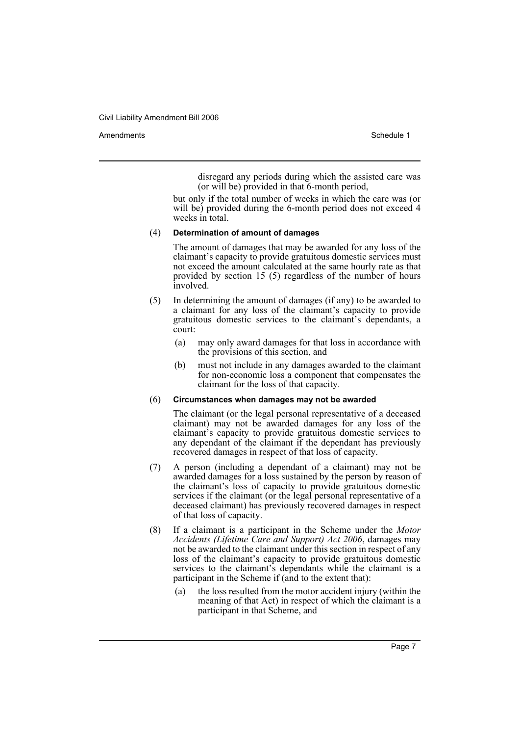disregard any periods during which the assisted care was (or will be) provided in that 6-month period,

but only if the total number of weeks in which the care was (or will be) provided during the 6-month period does not exceed 4 weeks in total.

(4) **Determination of amount of damages**

The amount of damages that may be awarded for any loss of the claimant's capacity to provide gratuitous domestic services must not exceed the amount calculated at the same hourly rate as that provided by section 15 (5) regardless of the number of hours involved.

(5) In determining the amount of damages (if any) to be awarded to a claimant for any loss of the claimant's capacity to provide gratuitous domestic services to the claimant's dependants, a court:

(a) may only award damages for that loss in accordance with the provisions of this section, and

(b) must not include in any damages awarded to the claimant for non-economic loss a component that compensates the claimant for the loss of that capacity.

(6) **Circumstances when damages may not be awarded**

The claimant (or the legal personal representative of a deceased claimant) may not be awarded damages for any loss of the claimant's capacity to provide gratuitous domestic services to any dependant of the claimant if the dependant has previously recovered damages in respect of that loss of capacity.

(7) A person (including a dependant of a claimant) may not be awarded damages for a loss sustained by the person by reason of the claimant's loss of capacity to provide gratuitous domestic services if the claimant (or the legal personal representative of a deceased claimant) has previously recovered damages in respect of that loss of capacity.

(8) If a claimant is a participant in the Scheme under the *Motor Accidents (Lifetime Care and Support) Act 2006*, damages may not be awarded to the claimant under this section in respect of any loss of the claimant's capacity to provide gratuitous domestic services to the claimant's dependants while the claimant is a participant in the Scheme if (and to the extent that):

(a) the loss resulted from the motor accident injury (within the meaning of that Act) in respect of which the claimant is a participant in that Scheme, and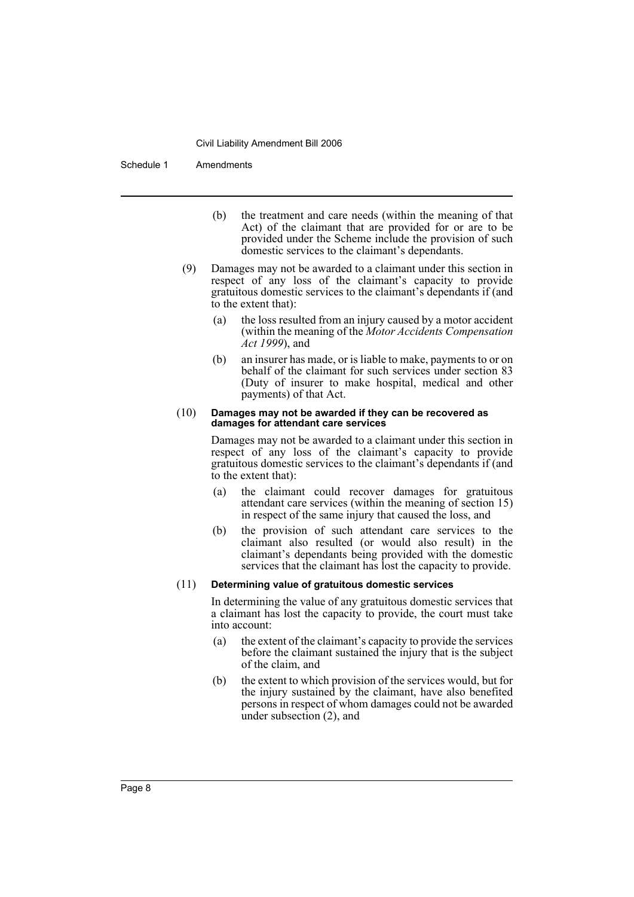(b) the treatment and care needs (within the meaning of that Act) of the claimant that are provided for or are to be provided under the Scheme include the provision of such domestic services to the claimant's dependants.

(9) Damages may not be awarded to a claimant under this section in respect of any loss of the claimant's capacity to provide gratuitous domestic services to the claimant's dependants if (and to the extent that):

(a) the loss resulted from an injury caused by a motor accident (within the meaning of the *Motor Accidents Compensation Act 1999*), and

(b) an insurer has made, or is liable to make, payments to or on behalf of the claimant for such services under section 83 (Duty of insurer to make hospital, medical and other payments) of that Act.

(10) **Damages may not be awarded if they can be recovered as damages for attendant care services**

Damages may not be awarded to a claimant under this section in respect of any loss of the claimant's capacity to provide gratuitous domestic services to the claimant's dependants if (and to the extent that):

(a) the claimant could recover damages for gratuitous attendant care services (within the meaning of section 15) in respect of the same injury that caused the loss, and

(b) the provision of such attendant care services to the claimant also resulted (or would also result) in the claimant's dependants being provided with the domestic services that the claimant has lost the capacity to provide.

(11) **Determining value of gratuitous domestic services**

In determining the value of any gratuitous domestic services that a claimant has lost the capacity to provide, the court must take into account:

(a) the extent of the claimant's capacity to provide the services before the claimant sustained the injury that is the subject of the claim, and

(b) the extent to which provision of the services would, but for the injury sustained by the claimant, have also benefited persons in respect of whom damages could not be awarded under subsection (2), and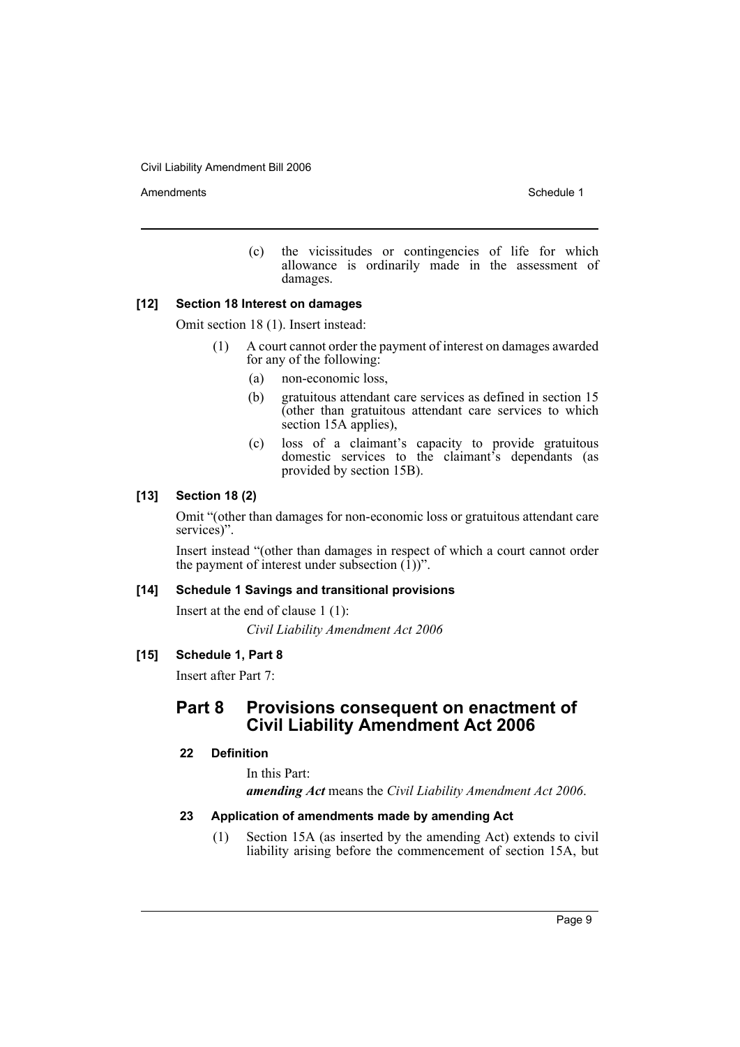(c) the vicissitudes or contingencies of life for which allowance is ordinarily made in the assessment of damages.

**[12] Section 18 Interest on damages**

Omit section 18 (1). Insert instead:

(1) A court cannot order the payment of interest on damages awarded for any of the following:

(a) non-economic loss,

(b) gratuitous attendant care services as defined in section 15 (other than gratuitous attendant care services to which section 15A applies),

(c) loss of a claimant's capacity to provide gratuitous domestic services to the claimant's dependants (as provided by section 15B).

**[13] Section 18 (2)**

Omit "(other than damages for non-economic loss or gratuitous attendant care services)".

Insert instead "(other than damages in respect of which a court cannot order the payment of interest under subsection (1))".

**[14] Schedule 1 Savings and transitional provisions**

Insert at the end of clause 1 (1):

*Civil Liability Amendment Act 2006*

**[15] Schedule 1, Part 8**

Insert after Part 7:

## Part 8 Provisions consequent on enactment of Civil Liability Amendment Act 2006

**22 Definition**

In this Part:

***amending Act*** means the *Civil Liability Amendment Act 2006*.

**23 Application of amendments made by amending Act**

(1) Section 15A (as inserted by the amending Act) extends to civil liability arising before the commencement of section 15A, but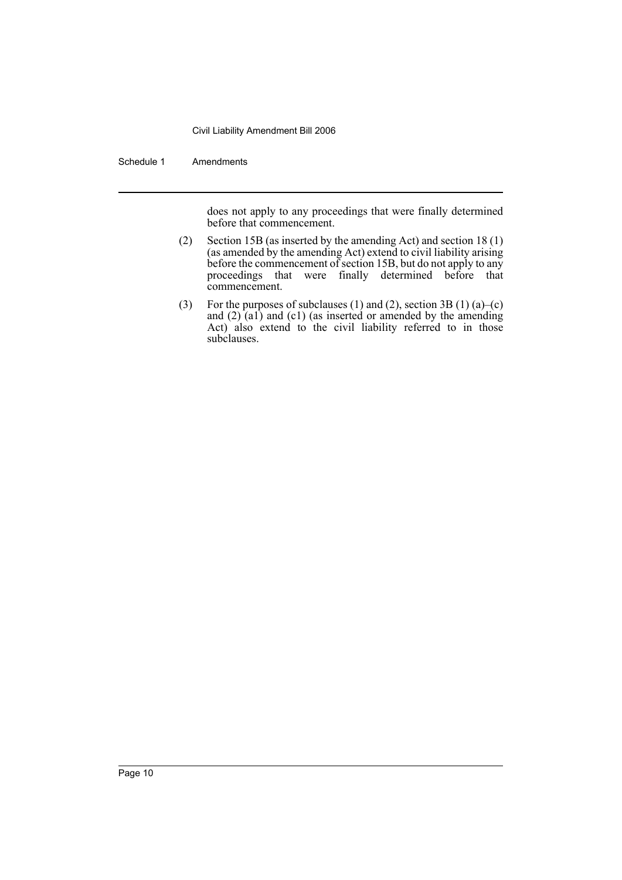does not apply to any proceedings that were finally determined before that commencement.

(2) Section 15B (as inserted by the amending Act) and section 18 (1) (as amended by the amending Act) extend to civil liability arising before the commencement of section 15B, but do not apply to any proceedings that were finally determined before that commencement.

(3) For the purposes of subclauses (1) and (2), section 3B (1) (a)–(c) and (2) (a1) and (c1) (as inserted or amended by the amending Act) also extend to the civil liability referred to in those subclauses.